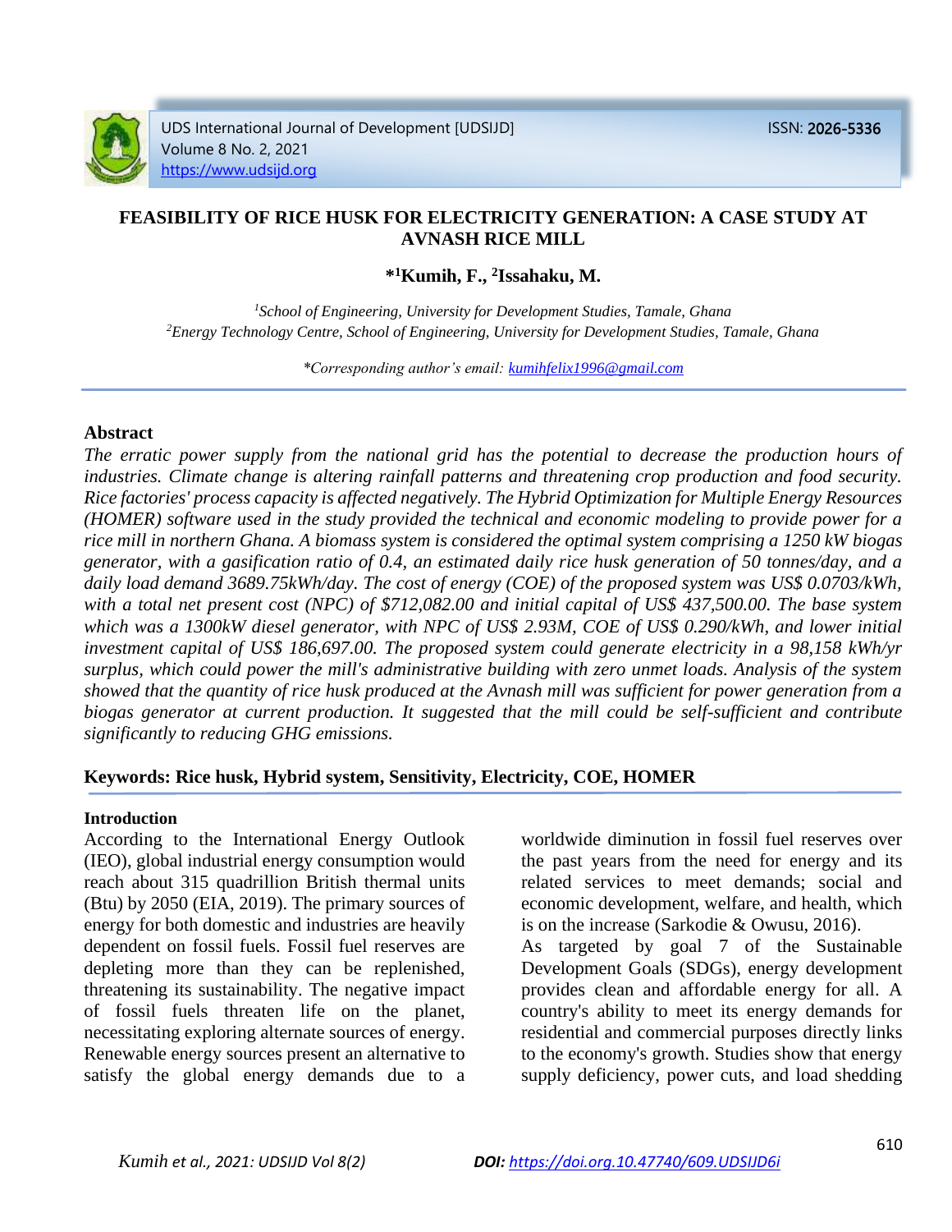# FEASIBILITY OF RICE HUSK FOR ELECTRICITY GENERATION: A CASE STUDY AT AVNASH RICE MILL

**\*[1]Kumih, F., [2]Issahaku, M.**

*[1]School of Engineering, University for Development Studies, Tamale, Ghana*
*[2]Energy Technology Centre, School of Engineering, University for Development Studies, Tamale, Ghana*

*\*Corresponding author's email: kumihfelix1996@gmail.com*

## Abstract

*The erratic power supply from the national grid has the potential to decrease the production hours of industries. Climate change is altering rainfall patterns and threatening crop production and food security. Rice factories' process capacity is affected negatively. The Hybrid Optimization for Multiple Energy Resources (HOMER) software used in the study provided the technical and economic modeling to provide power for a rice mill in northern Ghana. A biomass system is considered the optimal system comprising a 1250 kW biogas generator, with a gasification ratio of 0.4, an estimated daily rice husk generation of 50 tonnes/day, and a daily load demand 3689.75kWh/day. The cost of energy (COE) of the proposed system was US\$ 0.0703/kWh, with a total net present cost (NPC) of \$712,082.00 and initial capital of US\$ 437,500.00. The base system which was a 1300kW diesel generator, with NPC of US\$ 2.93M, COE of US\$ 0.290/kWh, and lower initial investment capital of US\$ 186,697.00. The proposed system could generate electricity in a 98,158 kWh/yr surplus, which could power the mill's administrative building with zero unmet loads. Analysis of the system showed that the quantity of rice husk produced at the Avnash mill was sufficient for power generation from a biogas generator at current production. It suggested that the mill could be self-sufficient and contribute significantly to reducing GHG emissions.*

**Keywords: Rice husk, Hybrid system, Sensitivity, Electricity, COE, HOMER**

## Introduction

According to the International Energy Outlook (IEO), global industrial energy consumption would reach about 315 quadrillion British thermal units (Btu) by 2050 (EIA, 2019). The primary sources of energy for both domestic and industries are heavily dependent on fossil fuels. Fossil fuel reserves are depleting more than they can be replenished, threatening its sustainability. The negative impact of fossil fuels threaten life on the planet, necessitating exploring alternate sources of energy. Renewable energy sources present an alternative to satisfy the global energy demands due to a worldwide diminution in fossil fuel reserves over the past years from the need for energy and its related services to meet demands; social and economic development, welfare, and health, which is on the increase (Sarkodie & Owusu, 2016).

As targeted by goal 7 of the Sustainable Development Goals (SDGs), energy development provides clean and affordable energy for all. A country's ability to meet its energy demands for residential and commercial purposes directly links to the economy's growth. Studies show that energy supply deficiency, power cuts, and load shedding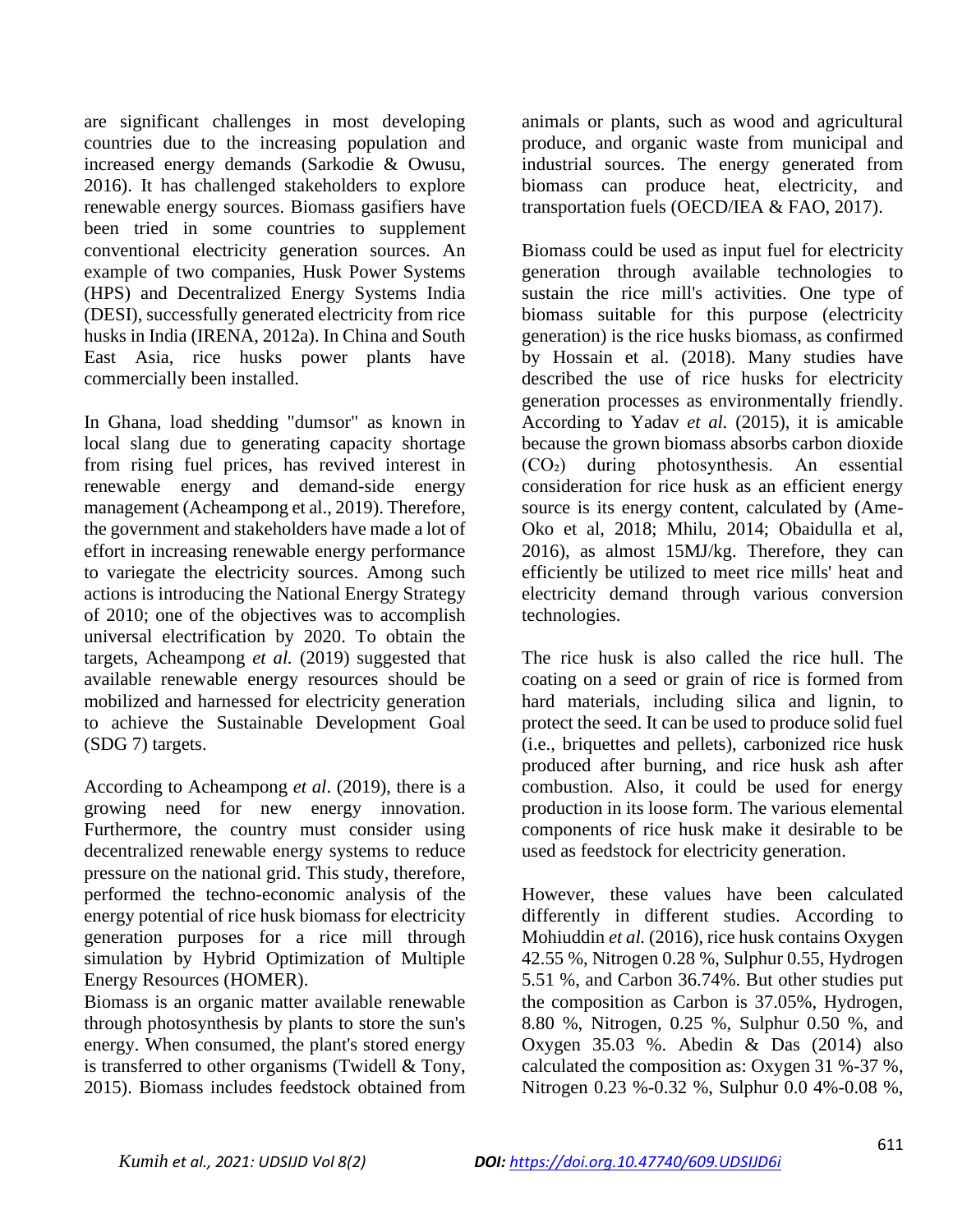are significant challenges in most developing countries due to the increasing population and increased energy demands (Sarkodie & Owusu, 2016). It has challenged stakeholders to explore renewable energy sources. Biomass gasifiers have been tried in some countries to supplement conventional electricity generation sources. An example of two companies, Husk Power Systems (HPS) and Decentralized Energy Systems India (DESI), successfully generated electricity from rice husks in India (IRENA, 2012a). In China and South East Asia, rice husks power plants have commercially been installed.

In Ghana, load shedding "dumsor" as known in local slang due to generating capacity shortage from rising fuel prices, has revived interest in renewable energy and demand-side energy management (Acheampong et al., 2019). Therefore, the government and stakeholders have made a lot of effort in increasing renewable energy performance to variegate the electricity sources. Among such actions is introducing the National Energy Strategy of 2010; one of the objectives was to accomplish universal electrification by 2020. To obtain the targets, Acheampong *et al.* (2019) suggested that available renewable energy resources should be mobilized and harnessed for electricity generation to achieve the Sustainable Development Goal (SDG 7) targets.

According to Acheampong *et al*. (2019), there is a growing need for new energy innovation. Furthermore, the country must consider using decentralized renewable energy systems to reduce pressure on the national grid. This study, therefore, performed the techno-economic analysis of the energy potential of rice husk biomass for electricity generation purposes for a rice mill through simulation by Hybrid Optimization of Multiple Energy Resources (HOMER).

Biomass is an organic matter available renewable through photosynthesis by plants to store the sun's energy. When consumed, the plant's stored energy is transferred to other organisms (Twidell & Tony, 2015). Biomass includes feedstock obtained from animals or plants, such as wood and agricultural produce, and organic waste from municipal and industrial sources. The energy generated from biomass can produce heat, electricity, and transportation fuels (OECD/IEA & FAO, 2017).

Biomass could be used as input fuel for electricity generation through available technologies to sustain the rice mill's activities. One type of biomass suitable for this purpose (electricity generation) is the rice husks biomass, as confirmed by Hossain et al. (2018). Many studies have described the use of rice husks for electricity generation processes as environmentally friendly. According to Yadav *et al.* (2015), it is amicable because the grown biomass absorbs carbon dioxide ($CO_2$) during photosynthesis. An essential consideration for rice husk as an efficient energy source is its energy content, calculated by (Ame-Oko et al, 2018; Mhilu, 2014; Obaidulla et al, 2016), as almost 15MJ/kg. Therefore, they can efficiently be utilized to meet rice mills' heat and electricity demand through various conversion technologies.

The rice husk is also called the rice hull. The coating on a seed or grain of rice is formed from hard materials, including silica and lignin, to protect the seed. It can be used to produce solid fuel (i.e., briquettes and pellets), carbonized rice husk produced after burning, and rice husk ash after combustion. Also, it could be used for energy production in its loose form. The various elemental components of rice husk make it desirable to be used as feedstock for electricity generation.

However, these values have been calculated differently in different studies. According to Mohiuddin *et al.* (2016), rice husk contains Oxygen 42.55 %, Nitrogen 0.28 %, Sulphur 0.55, Hydrogen 5.51 %, and Carbon 36.74%. But other studies put the composition as Carbon is 37.05%, Hydrogen, 8.80 %, Nitrogen, 0.25 %, Sulphur 0.50 %, and Oxygen 35.03 %. Abedin & Das (2014) also calculated the composition as: Oxygen 31 %-37 %, Nitrogen 0.23 %-0.32 %, Sulphur 0.0 4%-0.08 %,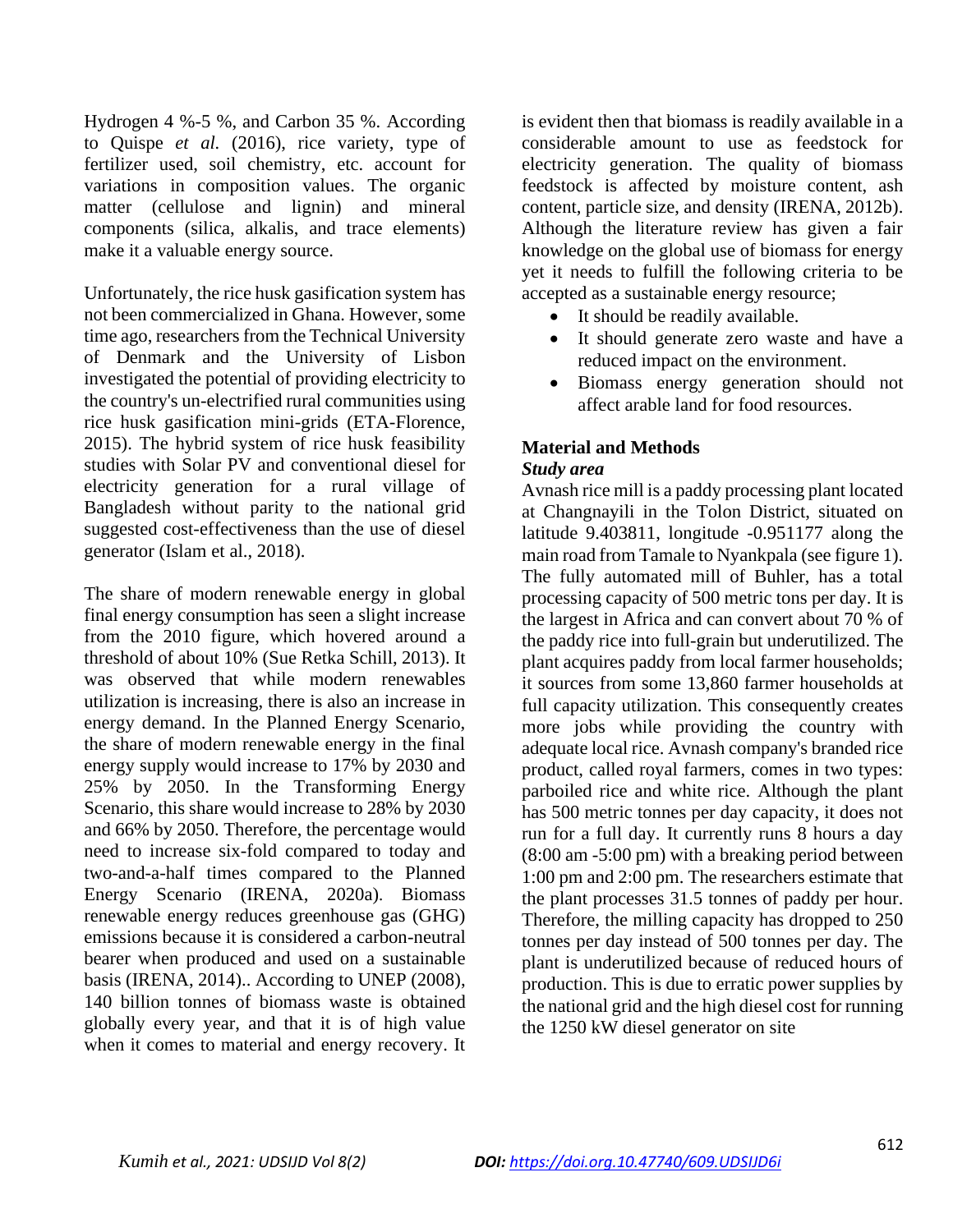Hydrogen 4 %-5 %, and Carbon 35 %. According to Quispe *et al.* (2016), rice variety, type of fertilizer used, soil chemistry, etc. account for variations in composition values. The organic matter (cellulose and lignin) and mineral components (silica, alkalis, and trace elements) make it a valuable energy source.

Unfortunately, the rice husk gasification system has not been commercialized in Ghana. However, some time ago, researchers from the Technical University of Denmark and the University of Lisbon investigated the potential of providing electricity to the country's un-electrified rural communities using rice husk gasification mini-grids (ETA-Florence, 2015). The hybrid system of rice husk feasibility studies with Solar PV and conventional diesel for electricity generation for a rural village of Bangladesh without parity to the national grid suggested cost-effectiveness than the use of diesel generator (Islam et al., 2018).

The share of modern renewable energy in global final energy consumption has seen a slight increase from the 2010 figure, which hovered around a threshold of about 10% (Sue Retka Schill, 2013). It was observed that while modern renewables utilization is increasing, there is also an increase in energy demand. In the Planned Energy Scenario, the share of modern renewable energy in the final energy supply would increase to 17% by 2030 and 25% by 2050. In the Transforming Energy Scenario, this share would increase to 28% by 2030 and 66% by 2050. Therefore, the percentage would need to increase six-fold compared to today and two-and-a-half times compared to the Planned Energy Scenario (IRENA, 2020a). Biomass renewable energy reduces greenhouse gas (GHG) emissions because it is considered a carbon-neutral bearer when produced and used on a sustainable basis (IRENA, 2014).. According to UNEP (2008), 140 billion tonnes of biomass waste is obtained globally every year, and that it is of high value when it comes to material and energy recovery. It is evident then that biomass is readily available in a considerable amount to use as feedstock for electricity generation. The quality of biomass feedstock is affected by moisture content, ash content, particle size, and density (IRENA, 2012b). Although the literature review has given a fair knowledge on the global use of biomass for energy yet it needs to fulfill the following criteria to be accepted as a sustainable energy resource;

- It should be readily available.
- It should generate zero waste and have a reduced impact on the environment.
- Biomass energy generation should not affect arable land for food resources.

## Material and Methods

### *Study area*

Avnash rice mill is a paddy processing plant located at Changnayili in the Tolon District, situated on latitude 9.403811, longitude -0.951177 along the main road from Tamale to Nyankpala (see figure 1). The fully automated mill of Buhler, has a total processing capacity of 500 metric tons per day. It is the largest in Africa and can convert about 70 % of the paddy rice into full-grain but underutilized. The plant acquires paddy from local farmer households; it sources from some 13,860 farmer households at full capacity utilization. This consequently creates more jobs while providing the country with adequate local rice. Avnash company's branded rice product, called royal farmers, comes in two types: parboiled rice and white rice. Although the plant has 500 metric tonnes per day capacity, it does not run for a full day. It currently runs 8 hours a day (8:00 am -5:00 pm) with a breaking period between 1:00 pm and 2:00 pm. The researchers estimate that the plant processes 31.5 tonnes of paddy per hour. Therefore, the milling capacity has dropped to 250 tonnes per day instead of 500 tonnes per day. The plant is underutilized because of reduced hours of production. This is due to erratic power supplies by the national grid and the high diesel cost for running the 1250 kW diesel generator on site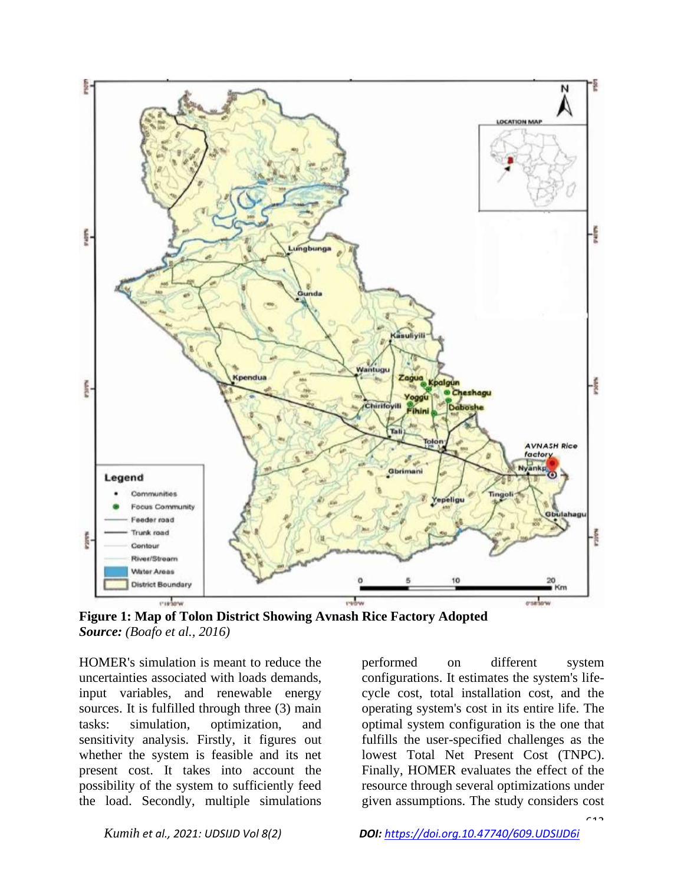**Figure 1: Map of Tolon District Showing Avnash Rice Factory Adopted**
***Source:*** *(Boafo et al., 2016)*

HOMER's simulation is meant to reduce the uncertainties associated with loads demands, input variables, and renewable energy sources. It is fulfilled through three (3) main tasks: simulation, optimization, and sensitivity analysis. Firstly, it figures out whether the system is feasible and its net present cost. It takes into account the possibility of the system to sufficiently feed the load. Secondly, multiple simulations performed on different system configurations. It estimates the system's life-cycle cost, total installation cost, and the operating system's cost in its entire life. The optimal system configuration is the one that fulfills the user-specified challenges as the lowest Total Net Present Cost (TNPC). Finally, HOMER evaluates the effect of the resource through several optimizations under given assumptions. The study considers cost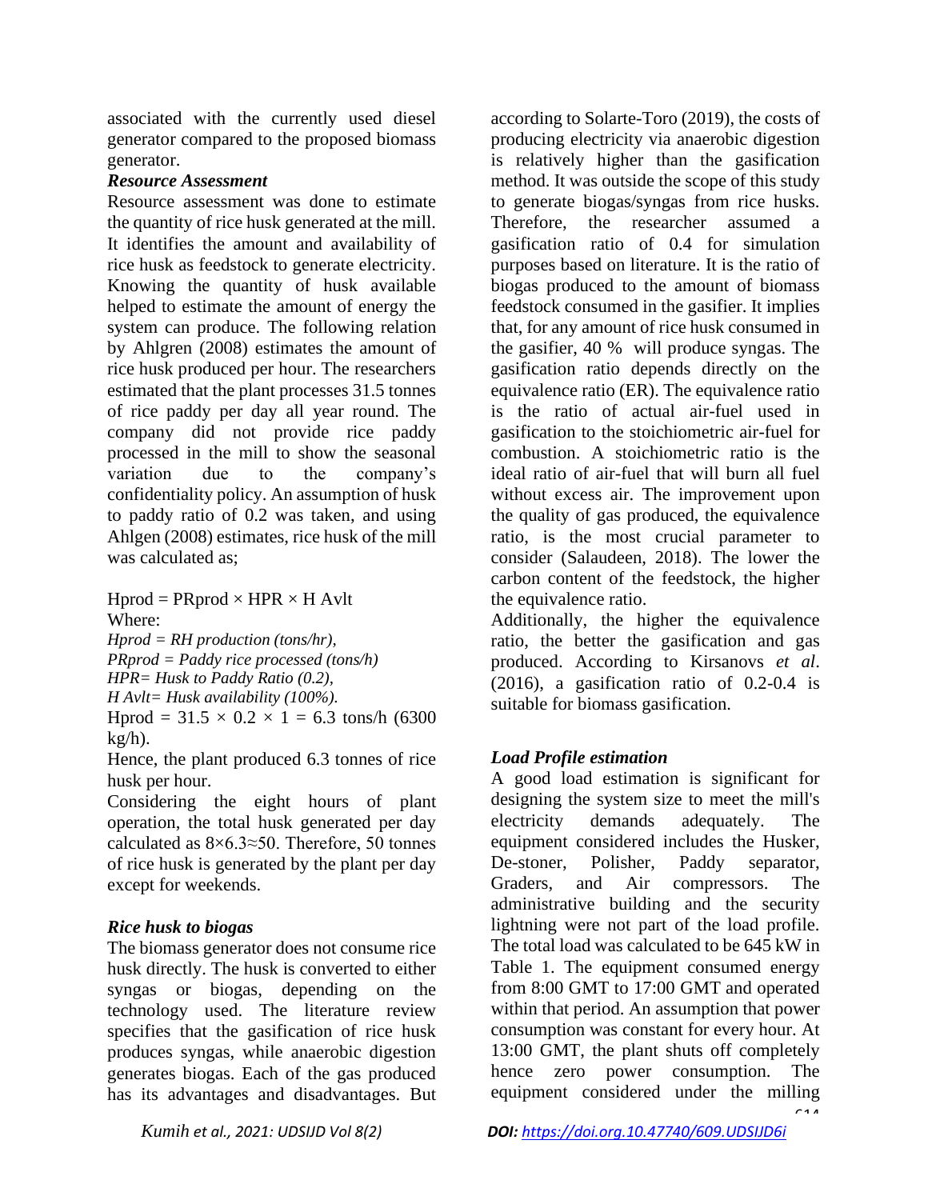associated with the currently used diesel generator compared to the proposed biomass generator.

***Resource Assessment***

Resource assessment was done to estimate the quantity of rice husk generated at the mill. It identifies the amount and availability of rice husk as feedstock to generate electricity. Knowing the quantity of husk available helped to estimate the amount of energy the system can produce. The following relation by Ahlgren (2008) estimates the amount of rice husk produced per hour. The researchers estimated that the plant processes 31.5 tonnes of rice paddy per day all year round. The company did not provide rice paddy processed in the mill to show the seasonal variation due to the company's confidentiality policy. An assumption of husk to paddy ratio of 0.2 was taken, and using Ahlgen (2008) estimates, rice husk of the mill was calculated as;

$$Hprod = PRprod \times HPR \times H\ Avlt$$

Where:

*Hprod = RH production (tons/hr),*
*PRprod = Paddy rice processed (tons/h)*
*HPR= Husk to Paddy Ratio (0.2),*
*H Avlt= Husk availability (100%).*

$Hprod = 31.5 \times 0.2 \times 1 = 6.3$ tons/h (6300 kg/h).

Hence, the plant produced 6.3 tonnes of rice husk per hour.

Considering the eight hours of plant operation, the total husk generated per day calculated as $8 \times 6.3 \approx 50$. Therefore, 50 tonnes of rice husk is generated by the plant per day except for weekends.

***Rice husk to biogas***

The biomass generator does not consume rice husk directly. The husk is converted to either syngas or biogas, depending on the technology used. The literature review specifies that the gasification of rice husk produces syngas, while anaerobic digestion generates biogas. Each of the gas produced has its advantages and disadvantages. But according to Solarte-Toro (2019), the costs of producing electricity via anaerobic digestion is relatively higher than the gasification method. It was outside the scope of this study to generate biogas/syngas from rice husks. Therefore, the researcher assumed a gasification ratio of 0.4 for simulation purposes based on literature. It is the ratio of biogas produced to the amount of biomass feedstock consumed in the gasifier. It implies that, for any amount of rice husk consumed in the gasifier, 40 % will produce syngas. The gasification ratio depends directly on the equivalence ratio (ER). The equivalence ratio is the ratio of actual air-fuel used in gasification to the stoichiometric air-fuel for combustion. A stoichiometric ratio is the ideal ratio of air-fuel that will burn all fuel without excess air. The improvement upon the quality of gas produced, the equivalence ratio, is the most crucial parameter to consider (Salaudeen, 2018). The lower the carbon content of the feedstock, the higher the equivalence ratio.

Additionally, the higher the equivalence ratio, the better the gasification and gas produced. According to Kirsanovs *et al*. (2016), a gasification ratio of 0.2-0.4 is suitable for biomass gasification.

***Load Profile estimation***

A good load estimation is significant for designing the system size to meet the mill's electricity demands adequately. The equipment considered includes the Husker, De-stoner, Polisher, Paddy separator, Graders, and Air compressors. The administrative building and the security lightning were not part of the load profile. The total load was calculated to be 645 kW in Table 1. The equipment consumed energy from 8:00 GMT to 17:00 GMT and operated within that period. An assumption that power consumption was constant for every hour. At 13:00 GMT, the plant shuts off completely hence zero power consumption. The equipment considered under the milling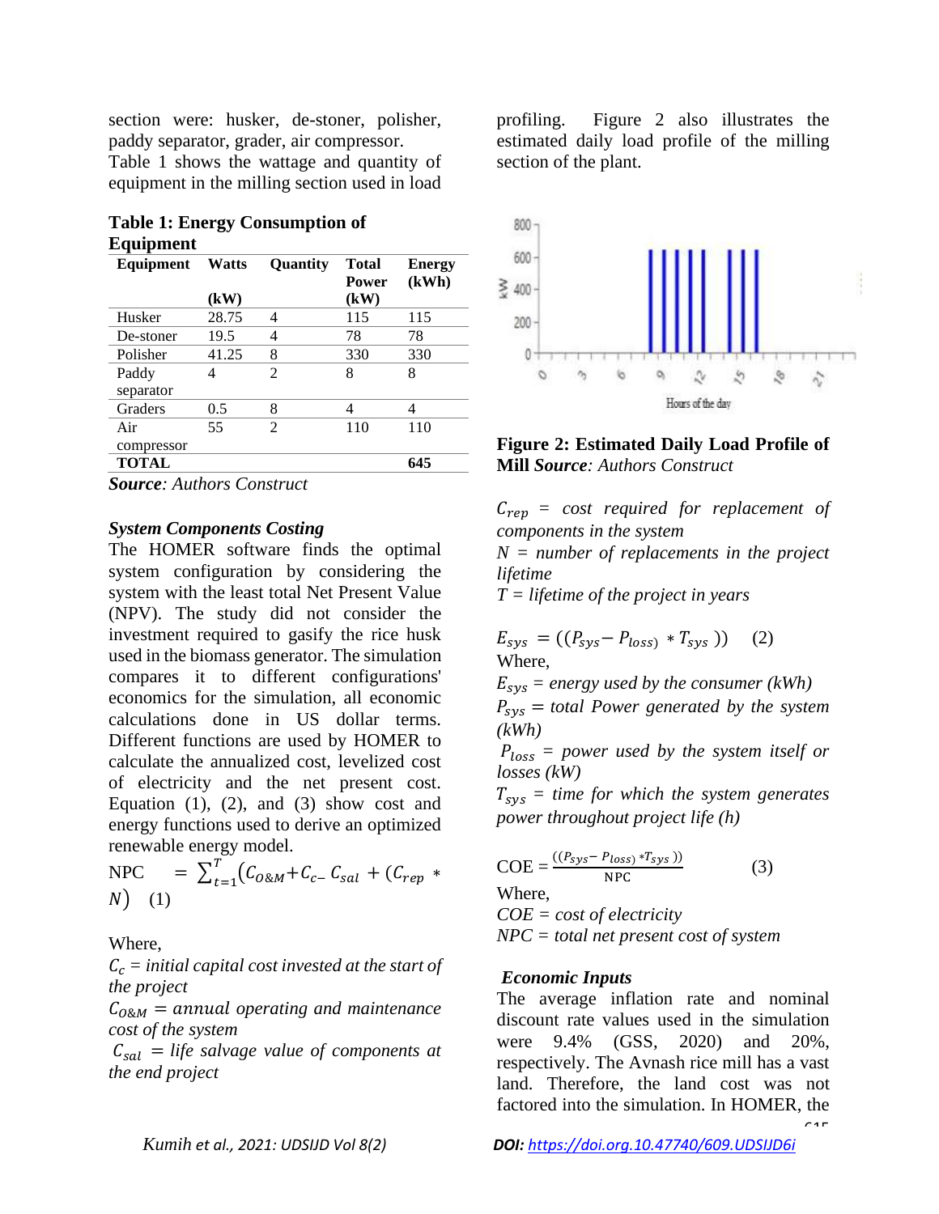section were: husker, de-stoner, polisher, paddy separator, grader, air compressor. Table 1 shows the wattage and quantity of equipment in the milling section used in load profiling. Figure 2 also illustrates the estimated daily load profile of the milling section of the plant.

**Table 1: Energy Consumption of Equipment**

| Equipment | Watts (kW) | Quantity | Total Power (kW) | Energy (kWh) |
|---|---|---|---|---|
| Husker | 28.75 | 4 | 115 | 115 |
| De-stoner | 19.5 | 4 | 78 | 78 |
| Polisher | 41.25 | 8 | 330 | 330 |
| Paddy separator | 4 | 2 | 8 | 8 |
| Graders | 0.5 | 8 | 4 | 4 |
| Air compressor | 55 | 2 | 110 | 110 |
| **TOTAL** | | | | **645** |

***Source**: Authors Construct*

**Figure 2: Estimated Daily Load Profile of Mill** ***Source**: Authors Construct*

### *System Components Costing*

The HOMER software finds the optimal system configuration by considering the system with the least total Net Present Value (NPV). The study did not consider the investment required to gasify the rice husk used in the biomass generator. The simulation compares it to different configurations' economics for the simulation, all economic calculations done in US dollar terms. Different functions are used by HOMER to calculate the annualized cost, levelized cost of electricity and the net present cost. Equation (1), (2), and (3) show cost and energy functions used to derive an optimized renewable energy model.

$$\text{NPC} = \sum_{t=1}^{T} \left( C_{O\&M} + C_{c-} C_{sal} + (C_{rep} * N \right) \quad (1)$$

Where,

$C_c$ = *initial capital cost invested at the start of the project*

$C_{O\&M}$ = *annual operating and maintenance cost of the system*

$C_{sal}$ = *life salvage value of components at the end project*

$C_{rep}$ = *cost required for replacement of components in the system*

$N$ = *number of replacements in the project lifetime*

$T$ = *lifetime of the project in years*

$$E_{sys} = ((P_{sys} - P_{loss)} * T_{sys})) \quad (2)$$

Where,

$E_{sys}$ = *energy used by the consumer (kWh)*

$P_{sys}$ = *total Power generated by the system (kWh)*

$P_{loss}$ = *power used by the system itself or losses (kW)*

$T_{sys}$ = *time for which the system generates power throughout project life (h)*

$$\text{COE} = \frac{((P_{sys} - P_{loss)} * T_{sys}))}{\text{NPC}} \quad (3)$$

Where,

*COE = cost of electricity*

*NPC = total net present cost of system*

### *Economic Inputs*

The average inflation rate and nominal discount rate values used in the simulation were 9.4% (GSS, 2020) and 20%, respectively. The Avnash rice mill has a vast land. Therefore, the land cost was not factored into the simulation. In HOMER, the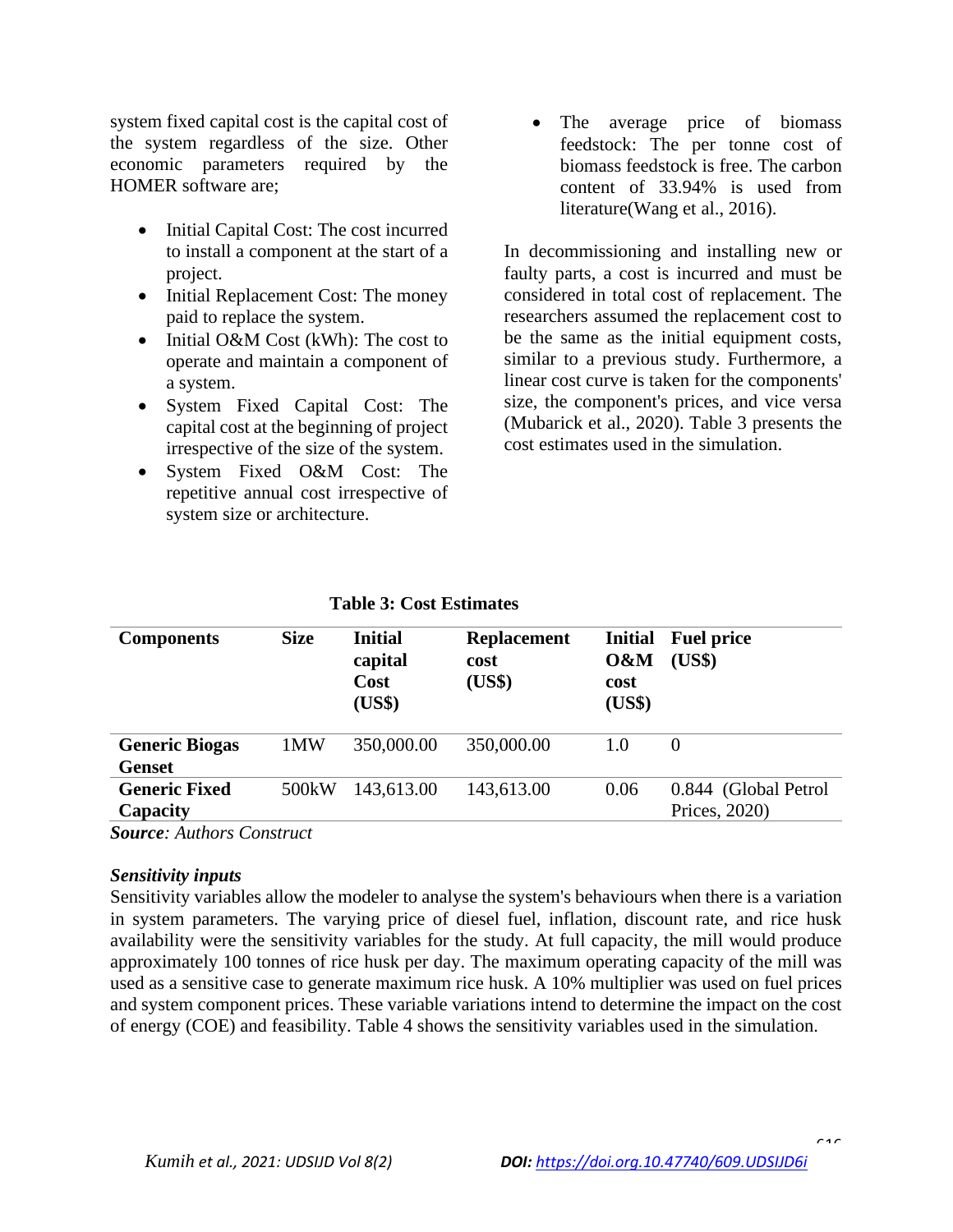system fixed capital cost is the capital cost of the system regardless of the size. Other economic parameters required by the HOMER software are;

- Initial Capital Cost: The cost incurred to install a component at the start of a project.
- Initial Replacement Cost: The money paid to replace the system.
- Initial O&M Cost (kWh): The cost to operate and maintain a component of a system.
- System Fixed Capital Cost: The capital cost at the beginning of project irrespective of the size of the system.
- System Fixed O&M Cost: The repetitive annual cost irrespective of system size or architecture.
- The average price of biomass feedstock: The per tonne cost of biomass feedstock is free. The carbon content of 33.94% is used from literature(Wang et al., 2016).

In decommissioning and installing new or faulty parts, a cost is incurred and must be considered in total cost of replacement. The researchers assumed the replacement cost to be the same as the initial equipment costs, similar to a previous study. Furthermore, a linear cost curve is taken for the components' size, the component's prices, and vice versa (Mubarick et al., 2020). Table 3 presents the cost estimates used in the simulation.

**Table 3: Cost Estimates**

| Components | Size | Initial capital Cost (US$) | Replacement cost (US$) | Initial O&M cost (US$) | Fuel price (US$) |
|---|---|---|---|---|---|
| **Generic Biogas Genset** | 1MW | 350,000.00 | 350,000.00 | 1.0 | 0 |
| **Generic Fixed Capacity** | 500kW | 143,613.00 | 143,613.00 | 0.06 | 0.844 (Global Petrol Prices, 2020) |

***Source**: Authors Construct*

***Sensitivity inputs***

Sensitivity variables allow the modeler to analyse the system's behaviours when there is a variation in system parameters. The varying price of diesel fuel, inflation, discount rate, and rice husk availability were the sensitivity variables for the study. At full capacity, the mill would produce approximately 100 tonnes of rice husk per day. The maximum operating capacity of the mill was used as a sensitive case to generate maximum rice husk. A 10% multiplier was used on fuel prices and system component prices. These variable variations intend to determine the impact on the cost of energy (COE) and feasibility. Table 4 shows the sensitivity variables used in the simulation.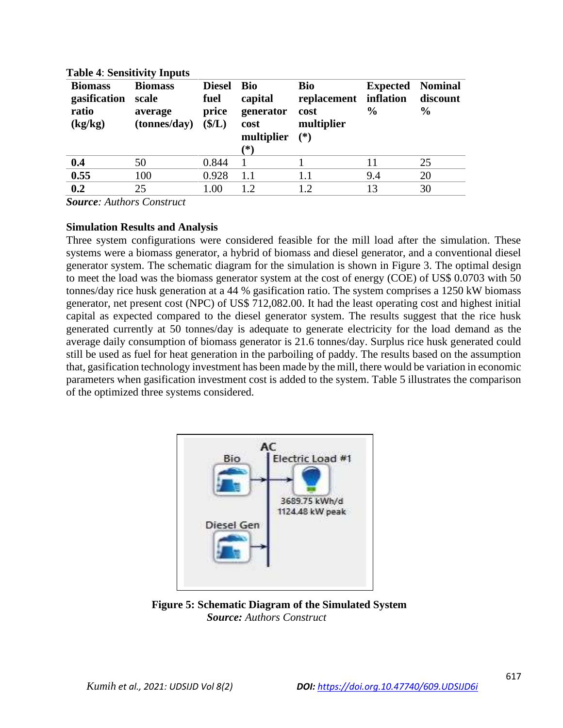**Table 4**: **Sensitivity Inputs**

| Biomass gasification ratio (kg/kg) | Biomass scale average (tonnes/day) | Diesel fuel price ($/L) | Bio capital generator cost multiplier (*) | Bio replacement cost multiplier (*) | Expected inflation % | Nominal discount % |
|---|---|---|---|---|---|---|
| **0.4** | 50 | 0.844 | 1 | 1 | 11 | 25 |
| **0.55** | 100 | 0.928 | 1.1 | 1.1 | 9.4 | 20 |
| **0.2** | 25 | 1.00 | 1.2 | 1.2 | 13 | 30 |

***Source****: Authors Construct*

**Simulation Results and Analysis**

Three system configurations were considered feasible for the mill load after the simulation. These systems were a biomass generator, a hybrid of biomass and diesel generator, and a conventional diesel generator system. The schematic diagram for the simulation is shown in Figure 3. The optimal design to meet the load was the biomass generator system at the cost of energy (COE) of US$ 0.0703 with 50 tonnes/day rice husk generation at a 44 % gasification ratio. The system comprises a 1250 kW biomass generator, net present cost (NPC) of US$ 712,082.00. It had the least operating cost and highest initial capital as expected compared to the diesel generator system. The results suggest that the rice husk generated currently at 50 tonnes/day is adequate to generate electricity for the load demand as the average daily consumption of biomass generator is 21.6 tonnes/day. Surplus rice husk generated could still be used as fuel for heat generation in the parboiling of paddy. The results based on the assumption that, gasification technology investment has been made by the mill, there would be variation in economic parameters when gasification investment cost is added to the system. Table 5 illustrates the comparison of the optimized three systems considered.

**Figure 5: Schematic Diagram of the Simulated System**
***Source:*** *Authors Construct*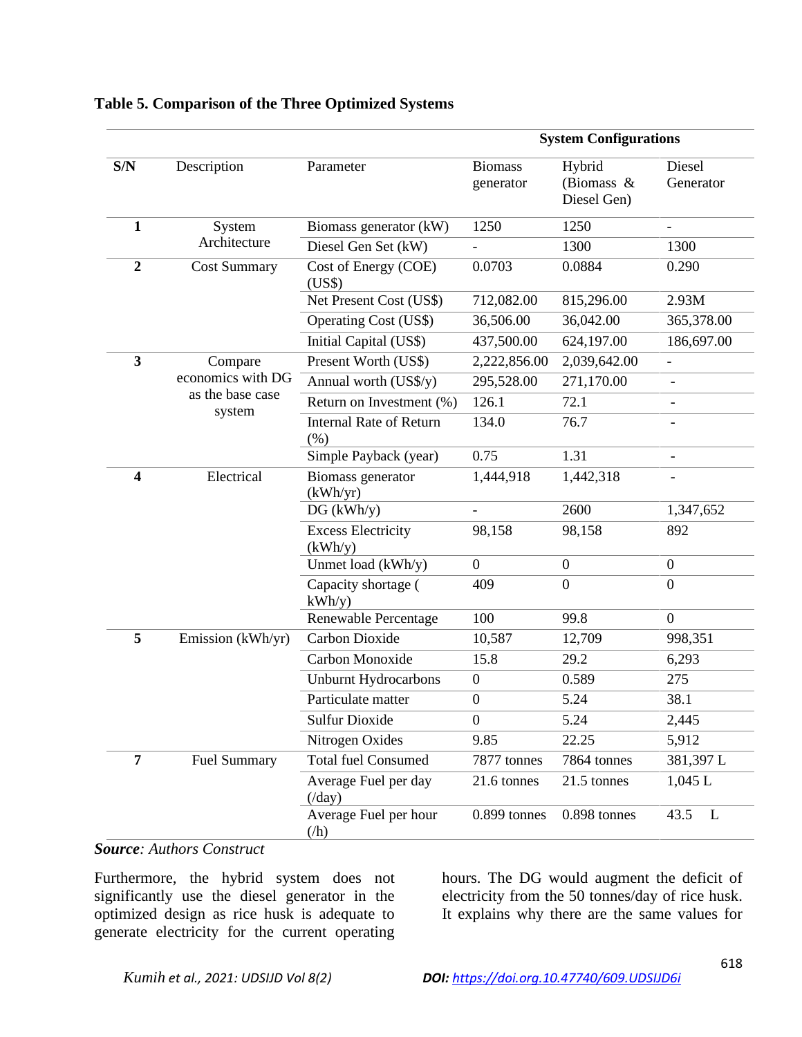**Table 5. Comparison of the Three Optimized Systems**

| | | | System Configurations | | |
|---|---|---|---|---|---|
| **S/N** | Description | Parameter | Biomass generator | Hybrid (Biomass & Diesel Gen) | Diesel Generator |
| **1** | System Architecture | Biomass generator (kW) | 1250 | 1250 | - |
| | | Diesel Gen Set (kW) | - | 1300 | 1300 |
| **2** | Cost Summary | Cost of Energy (COE) (US$) | 0.0703 | 0.0884 | 0.290 |
| | | Net Present Cost (US$) | 712,082.00 | 815,296.00 | 2.93M |
| | | Operating Cost (US$) | 36,506.00 | 36,042.00 | 365,378.00 |
| | | Initial Capital (US$) | 437,500.00 | 624,197.00 | 186,697.00 |
| **3** | Compare economics with DG as the base case system | Present Worth (US$) | 2,222,856.00 | 2,039,642.00 | - |
| | | Annual worth (US$/y) | 295,528.00 | 271,170.00 | - |
| | | Return on Investment (%) | 126.1 | 72.1 | - |
| | | Internal Rate of Return (%) | 134.0 | 76.7 | - |
| | | Simple Payback (year) | 0.75 | 1.31 | - |
| **4** | Electrical | Biomass generator (kWh/yr) | 1,444,918 | 1,442,318 | - |
| | | DG (kWh/y) | - | 2600 | 1,347,652 |
| | | Excess Electricity (kWh/y) | 98,158 | 98,158 | 892 |
| | | Unmet load (kWh/y) | 0 | 0 | 0 |
| | | Capacity shortage ( kWh/y) | 409 | 0 | 0 |
| | | Renewable Percentage | 100 | 99.8 | 0 |
| **5** | Emission (kWh/yr) | Carbon Dioxide | 10,587 | 12,709 | 998,351 |
| | | Carbon Monoxide | 15.8 | 29.2 | 6,293 |
| | | Unburnt Hydrocarbons | 0 | 0.589 | 275 |
| | | Particulate matter | 0 | 5.24 | 38.1 |
| | | Sulfur Dioxide | 0 | 5.24 | 2,445 |
| | | Nitrogen Oxides | 9.85 | 22.25 | 5,912 |
| **7** | Fuel Summary | Total fuel Consumed | 7877 tonnes | 7864 tonnes | 381,397 L |
| | | Average Fuel per day (/day) | 21.6 tonnes | 21.5 tonnes | 1,045 L |
| | | Average Fuel per hour (/h) | 0.899 tonnes | 0.898 tonnes | 43.5 L |

***Source**: Authors Construct*

Furthermore, the hybrid system does not significantly use the diesel generator in the optimized design as rice husk is adequate to generate electricity for the current operating hours. The DG would augment the deficit of electricity from the 50 tonnes/day of rice husk. It explains why there are the same values for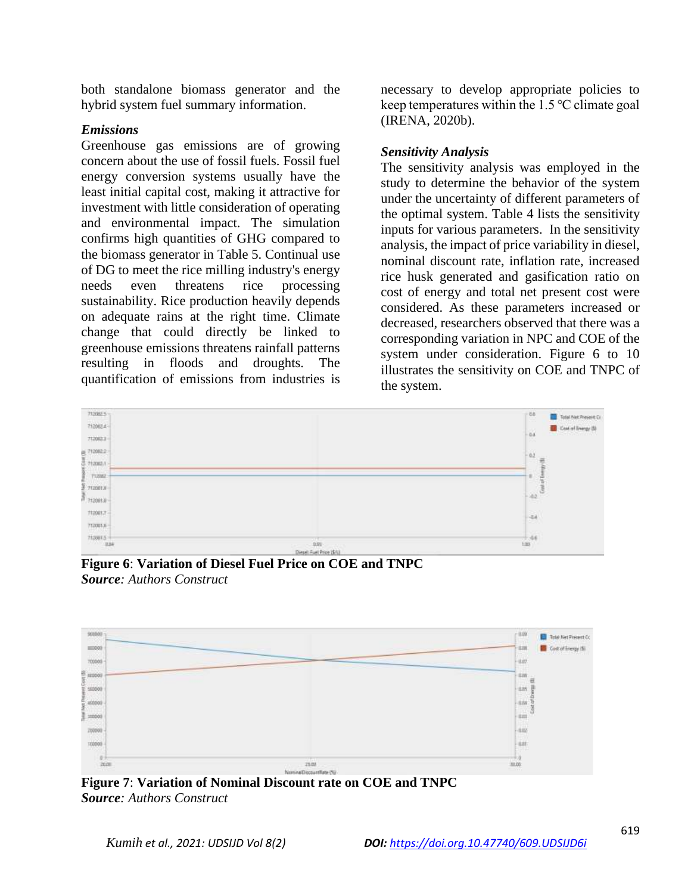both standalone biomass generator and the hybrid system fuel summary information.

### *Emissions*

Greenhouse gas emissions are of growing concern about the use of fossil fuels. Fossil fuel energy conversion systems usually have the least initial capital cost, making it attractive for investment with little consideration of operating and environmental impact. The simulation confirms high quantities of GHG compared to the biomass generator in Table 5. Continual use of DG to meet the rice milling industry's energy needs even threatens rice processing sustainability. Rice production heavily depends on adequate rains at the right time. Climate change that could directly be linked to greenhouse emissions threatens rainfall patterns resulting in floods and droughts. The quantification of emissions from industries is necessary to develop appropriate policies to keep temperatures within the 1.5 °C climate goal (IRENA, 2020b).

### *Sensitivity Analysis*

The sensitivity analysis was employed in the study to determine the behavior of the system under the uncertainty of different parameters of the optimal system. Table 4 lists the sensitivity inputs for various parameters. In the sensitivity analysis, the impact of price variability in diesel, nominal discount rate, inflation rate, increased rice husk generated and gasification ratio on cost of energy and total net present cost were considered. As these parameters increased or decreased, researchers observed that there was a corresponding variation in NPC and COE of the system under consideration. Figure 6 to 10 illustrates the sensitivity on COE and TNPC of the system.

**Figure 6**: **Variation of Diesel Fuel Price on COE and TNPC**
***Source***: *Authors Construct*

**Figure 7**: **Variation of Nominal Discount rate on COE and TNPC**
***Source***: *Authors Construct*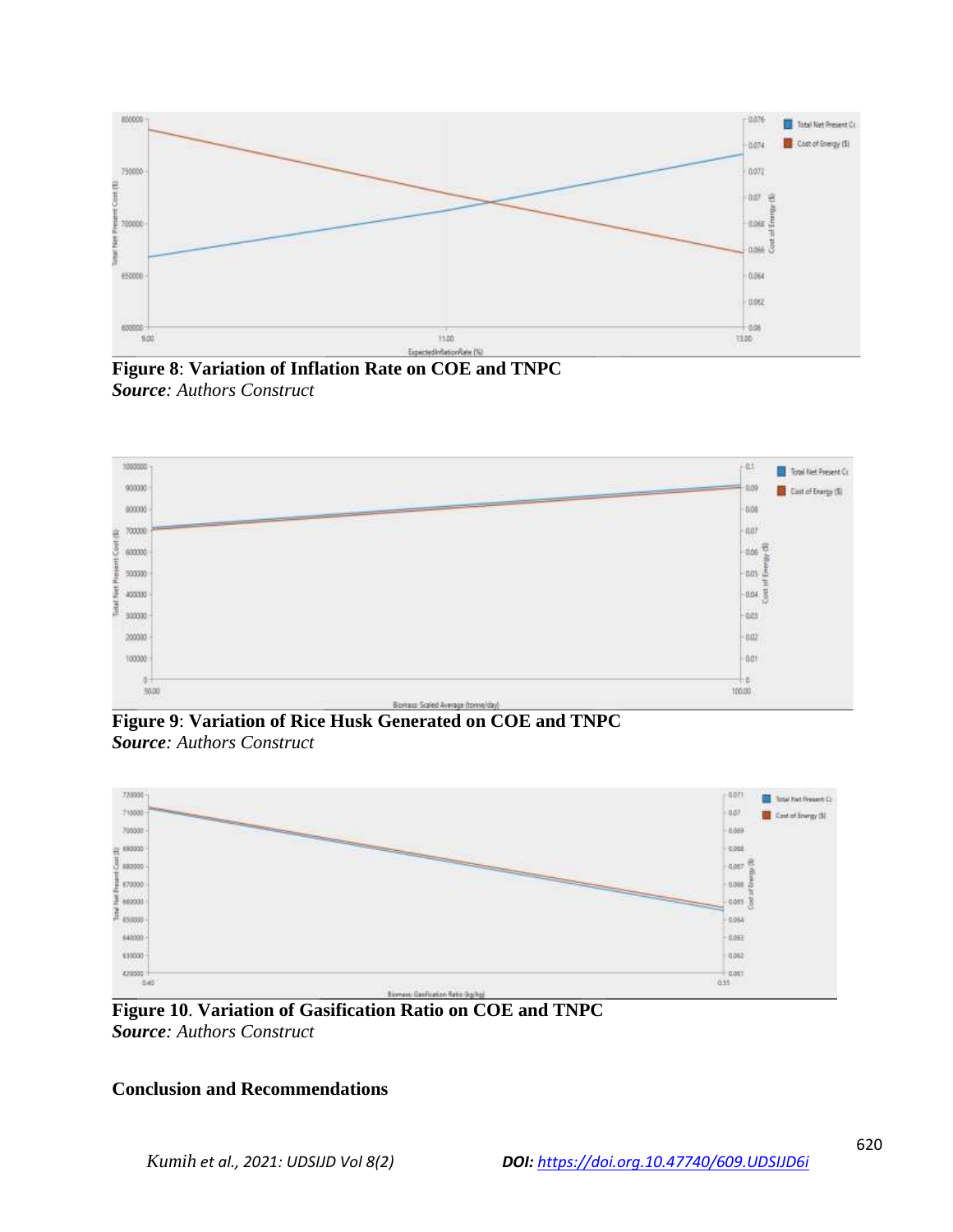**Figure 8**: **Variation of Inflation Rate on COE and TNPC**
***Source****: Authors Construct*

**Figure 9**: **Variation of Rice Husk Generated on COE and TNPC**
***Source****: Authors Construct*

**Figure 10**. **Variation of Gasification Ratio on COE and TNPC**
***Source****: Authors Construct*

## Conclusion and Recommendations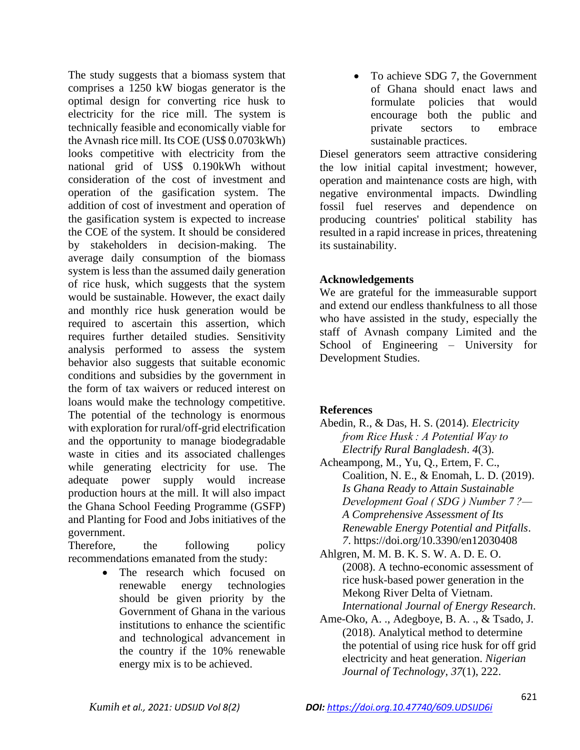The study suggests that a biomass system that comprises a 1250 kW biogas generator is the optimal design for converting rice husk to electricity for the rice mill. The system is technically feasible and economically viable for the Avnash rice mill. Its COE (US$ 0.0703kWh) looks competitive with electricity from the national grid of US$ 0.190kWh without consideration of the cost of investment and operation of the gasification system. The addition of cost of investment and operation of the gasification system is expected to increase the COE of the system. It should be considered by stakeholders in decision-making. The average daily consumption of the biomass system is less than the assumed daily generation of rice husk, which suggests that the system would be sustainable. However, the exact daily and monthly rice husk generation would be required to ascertain this assertion, which requires further detailed studies. Sensitivity analysis performed to assess the system behavior also suggests that suitable economic conditions and subsidies by the government in the form of tax waivers or reduced interest on loans would make the technology competitive. The potential of the technology is enormous with exploration for rural/off-grid electrification and the opportunity to manage biodegradable waste in cities and its associated challenges while generating electricity for use. The adequate power supply would increase production hours at the mill. It will also impact the Ghana School Feeding Programme (GSFP) and Planting for Food and Jobs initiatives of the government.

Therefore, the following policy recommendations emanated from the study:

- The research which focused on renewable energy technologies should be given priority by the Government of Ghana in the various institutions to enhance the scientific and technological advancement in the country if the 10% renewable energy mix is to be achieved.
- To achieve SDG 7, the Government of Ghana should enact laws and formulate policies that would encourage both the public and private sectors to embrace sustainable practices.

Diesel generators seem attractive considering the low initial capital investment; however, operation and maintenance costs are high, with negative environmental impacts. Dwindling fossil fuel reserves and dependence on producing countries' political stability has resulted in a rapid increase in prices, threatening its sustainability.

## Acknowledgements

We are grateful for the immeasurable support and extend our endless thankfulness to all those who have assisted in the study, especially the staff of Avnash company Limited and the School of Engineering – University for Development Studies.

## References

Abedin, R., & Das, H. S. (2014). *Electricity from Rice Husk : A Potential Way to Electrify Rural Bangladesh*. *4*(3).

Acheampong, M., Yu, Q., Ertem, F. C., Coalition, N. E., & Enomah, L. D. (2019). *Is Ghana Ready to Attain Sustainable Development Goal ( SDG ) Number 7 ?— A Comprehensive Assessment of Its Renewable Energy Potential and Pitfalls*. *7*. https://doi.org/10.3390/en12030408

Ahlgren, M. M. B. K. S. W. A. D. E. O. (2008). A techno-economic assessment of rice husk-based power generation in the Mekong River Delta of Vietnam. *International Journal of Energy Research*.

Ame-Oko, A. ., Adegboye, B. A. ., & Tsado, J. (2018). Analytical method to determine the potential of using rice husk for off grid electricity and heat generation. *Nigerian Journal of Technology*, *37*(1), 222.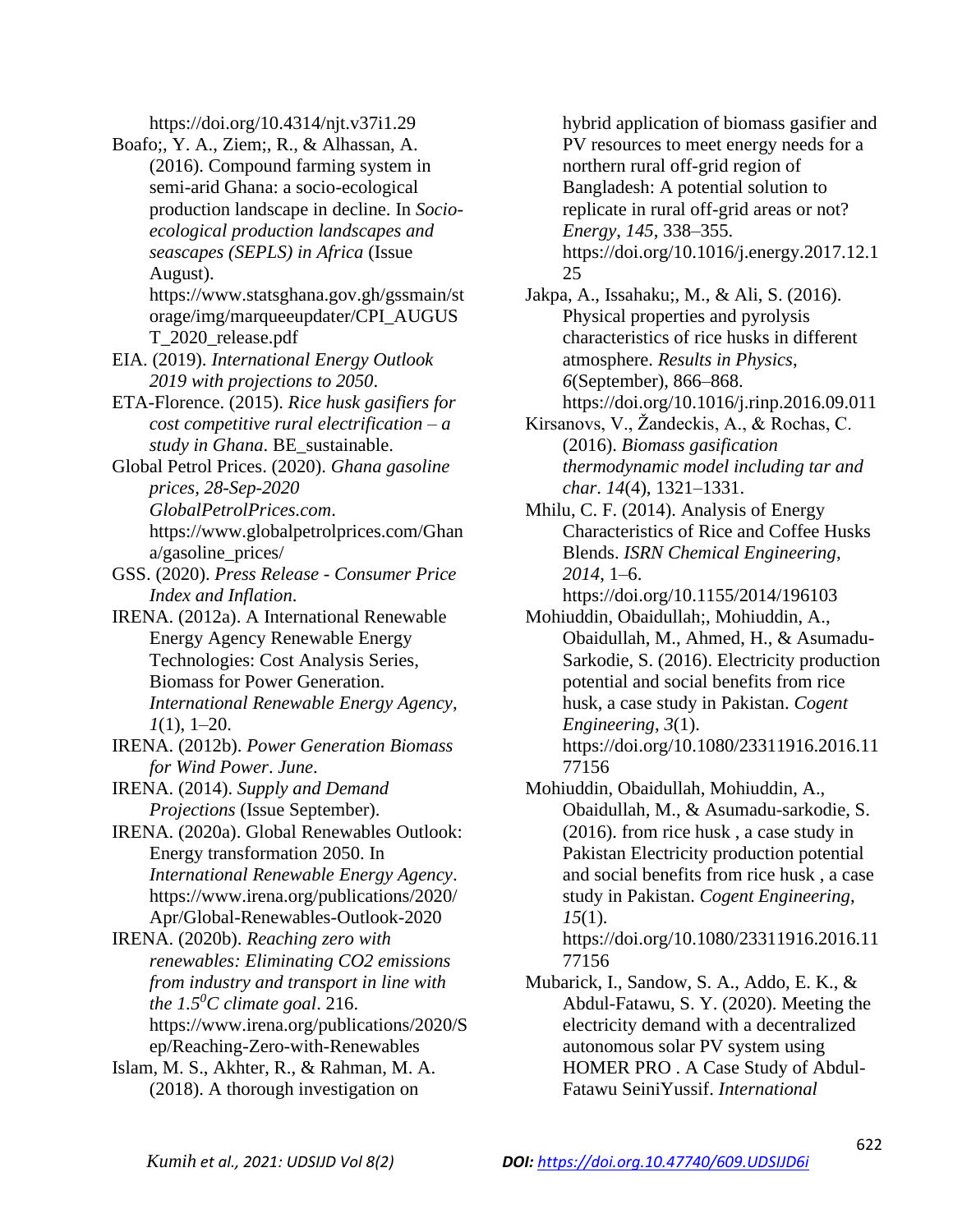https://doi.org/10.4314/njt.v37i1.29

Boafo;, Y. A., Ziem;, R., & Alhassan, A. (2016). Compound farming system in semi-arid Ghana: a socio-ecological production landscape in decline. In *Socio-ecological production landscapes and seascapes (SEPLS) in Africa* (Issue August). https://www.statsghana.gov.gh/gssmain/storage/img/marqueeupdater/CPI_AUGUST_2020_release.pdf

EIA. (2019). *International Energy Outlook 2019 with projections to 2050*.

ETA-Florence. (2015). *Rice husk gasifiers for cost competitive rural electrification – a study in Ghana*. BE_sustainable.

Global Petrol Prices. (2020). *Ghana gasoline prices, 28-Sep-2020 GlobalPetrolPrices.com*. https://www.globalpetrolprices.com/Ghana/gasoline_prices/

GSS. (2020). *Press Release - Consumer Price Index and Inflation*.

IRENA. (2012a). A International Renewable Energy Agency Renewable Energy Technologies: Cost Analysis Series, Biomass for Power Generation. *International Renewable Energy Agency*, *1*(1), 1–20.

IRENA. (2012b). *Power Generation Biomass for Wind Power*. *June*.

IRENA. (2014). *Supply and Demand Projections* (Issue September).

IRENA. (2020a). Global Renewables Outlook: Energy transformation 2050. In *International Renewable Energy Agency*. https://www.irena.org/publications/2020/Apr/Global-Renewables-Outlook-2020

IRENA. (2020b). *Reaching zero with renewables: Eliminating CO2 emissions from industry and transport in line with the 1.5$^0$C climate goal*. 216. https://www.irena.org/publications/2020/Sep/Reaching-Zero-with-Renewables

Islam, M. S., Akhter, R., & Rahman, M. A. (2018). A thorough investigation on hybrid application of biomass gasifier and PV resources to meet energy needs for a northern rural off-grid region of Bangladesh: A potential solution to replicate in rural off-grid areas or not? *Energy*, *145*, 338–355. https://doi.org/10.1016/j.energy.2017.12.125

Jakpa, A., Issahaku;, M., & Ali, S. (2016). Physical properties and pyrolysis characteristics of rice husks in different atmosphere. *Results in Physics*, *6*(September), 866–868. https://doi.org/10.1016/j.rinp.2016.09.011

Kirsanovs, V., Žandeckis, A., & Rochas, C. (2016). *Biomass gasification thermodynamic model including tar and char*. *14*(4), 1321–1331.

Mhilu, C. F. (2014). Analysis of Energy Characteristics of Rice and Coffee Husks Blends. *ISRN Chemical Engineering*, *2014*, 1–6. https://doi.org/10.1155/2014/196103

Mohiuddin, Obaidullah;, Mohiuddin, A., Obaidullah, M., Ahmed, H., & Asumadu-Sarkodie, S. (2016). Electricity production potential and social benefits from rice husk, a case study in Pakistan. *Cogent Engineering*, *3*(1). https://doi.org/10.1080/23311916.2016.1177156

Mohiuddin, Obaidullah, Mohiuddin, A., Obaidullah, M., & Asumadu-sarkodie, S. (2016). from rice husk , a case study in Pakistan Electricity production potential and social benefits from rice husk , a case study in Pakistan. *Cogent Engineering*, *15*(1). https://doi.org/10.1080/23311916.2016.1177156

Mubarick, I., Sandow, S. A., Addo, E. K., & Abdul-Fatawu, S. Y. (2020). Meeting the electricity demand with a decentralized autonomous solar PV system using HOMER PRO . A Case Study of Abdul-Fatawu SeiniYussif. *International*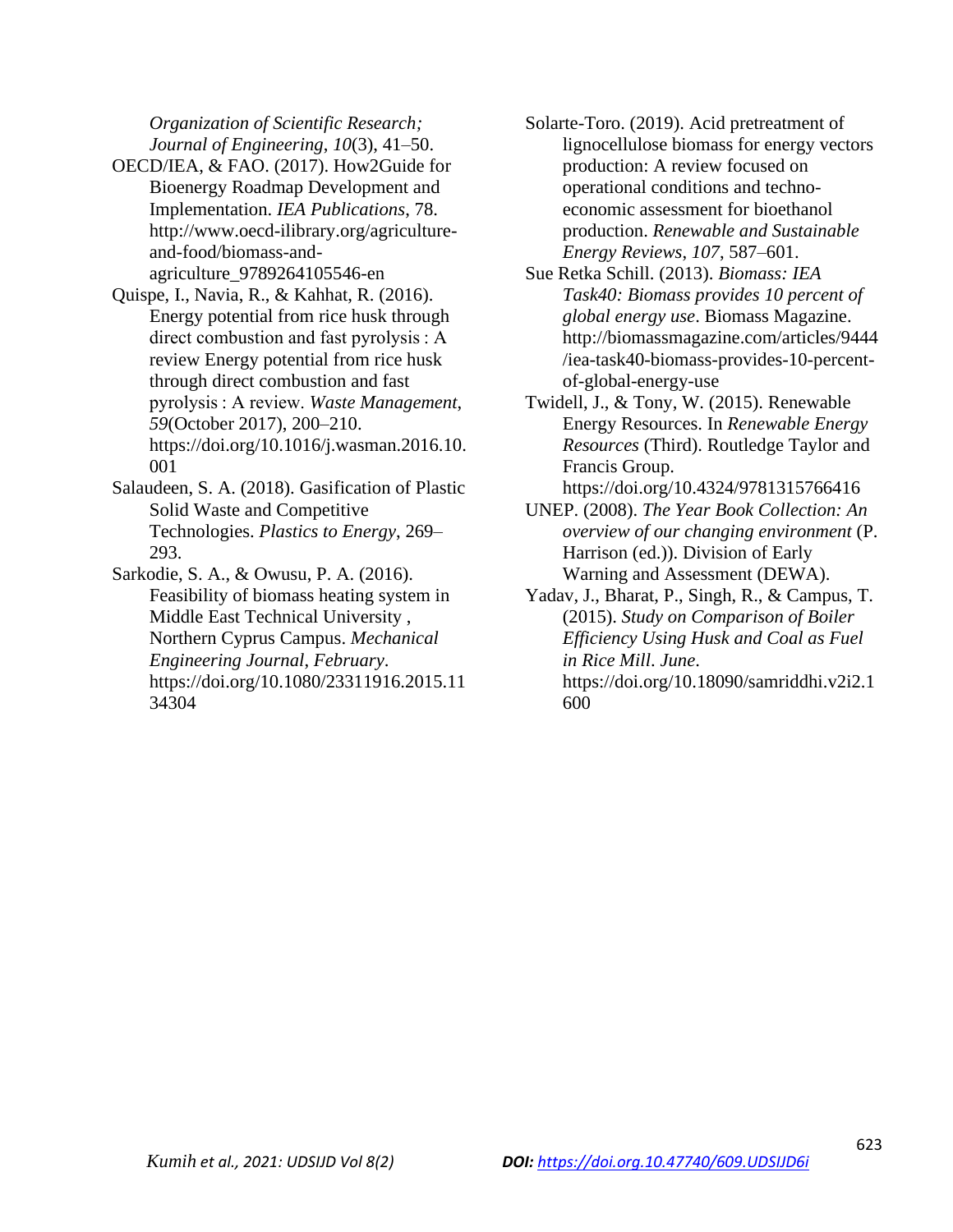*Organization of Scientific Research; Journal of Engineering*, *10*(3), 41–50.

OECD/IEA, & FAO. (2017). How2Guide for Bioenergy Roadmap Development and Implementation. *IEA Publications*, 78. http://www.oecd-ilibrary.org/agriculture-and-food/biomass-and-agriculture_9789264105546-en

Quispe, I., Navia, R., & Kahhat, R. (2016). Energy potential from rice husk through direct combustion and fast pyrolysis : A review Energy potential from rice husk through direct combustion and fast pyrolysis : A review. *Waste Management*, *59*(October 2017), 200–210. https://doi.org/10.1016/j.wasman.2016.10.001

Salaudeen, S. A. (2018). Gasification of Plastic Solid Waste and Competitive Technologies. *Plastics to Energy*, 269–293.

Sarkodie, S. A., & Owusu, P. A. (2016). Feasibility of biomass heating system in Middle East Technical University , Northern Cyprus Campus. *Mechanical Engineering Journal*, *February*. https://doi.org/10.1080/23311916.2015.1134304

Solarte-Toro. (2019). Acid pretreatment of lignocellulose biomass for energy vectors production: A review focused on operational conditions and techno-economic assessment for bioethanol production. *Renewable and Sustainable Energy Reviews*, *107*, 587–601.

Sue Retka Schill. (2013). *Biomass: IEA Task40: Biomass provides 10 percent of global energy use*. Biomass Magazine. http://biomassmagazine.com/articles/9444/iea-task40-biomass-provides-10-percent-of-global-energy-use

Twidell, J., & Tony, W. (2015). Renewable Energy Resources. In *Renewable Energy Resources* (Third). Routledge Taylor and Francis Group. https://doi.org/10.4324/9781315766416

UNEP. (2008). *The Year Book Collection: An overview of our changing environment* (P. Harrison (ed.)). Division of Early Warning and Assessment (DEWA).

Yadav, J., Bharat, P., Singh, R., & Campus, T. (2015). *Study on Comparison of Boiler Efficiency Using Husk and Coal as Fuel in Rice Mill*. *June*. https://doi.org/10.18090/samriddhi.v2i2.1600